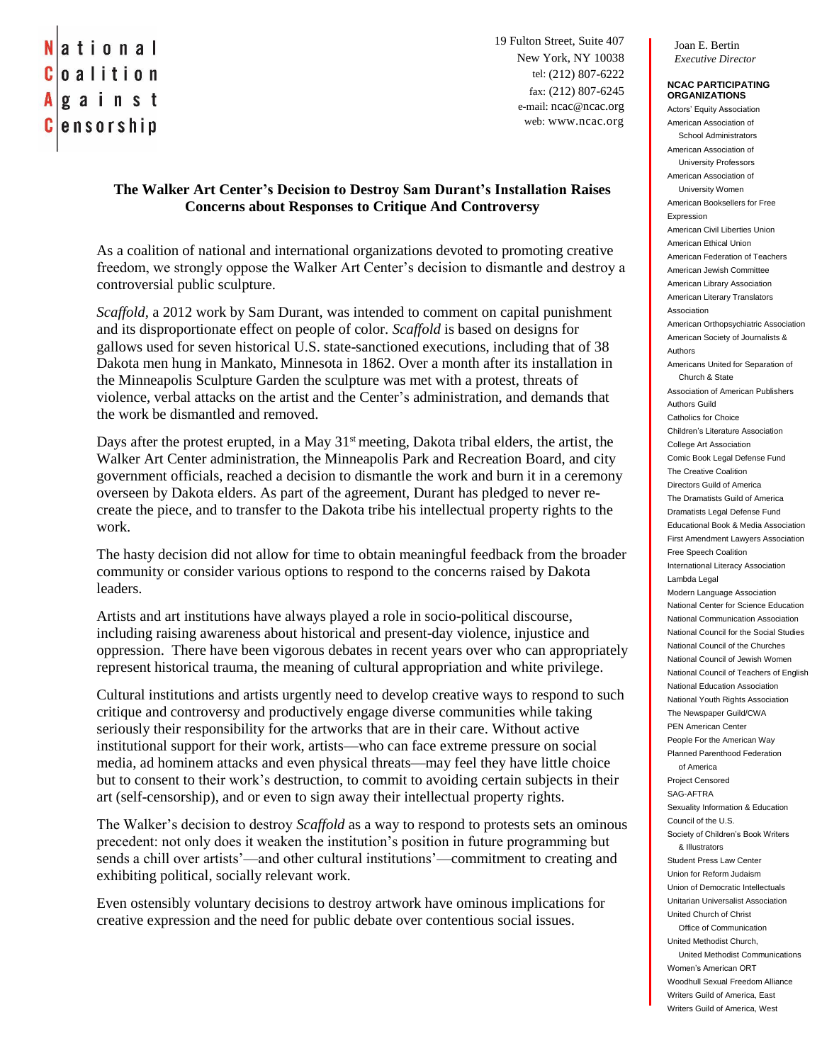**National Coalition Against Censorship**

19 Fulton Street, Suite 407
New York, NY 10038
tel: (212) 807-6222
fax: (212) 807-6245
e-mail: ncac@ncac.org
web: www.ncac.org

Joan E. Bertin
*Executive Director*

**NCAC PARTICIPATING ORGANIZATIONS**

Actors' Equity Association
American Association of School Administrators
American Association of University Professors
American Association of University Women
American Booksellers for Free Expression
American Civil Liberties Union
American Ethical Union
American Federation of Teachers
American Jewish Committee
American Library Association
American Literary Translators Association
American Orthopsychiatric Association
American Society of Journalists & Authors
Americans United for Separation of Church & State
Association of American Publishers
Authors Guild
Catholics for Choice
Children's Literature Association
College Art Association
Comic Book Legal Defense Fund
The Creative Coalition
Directors Guild of America
The Dramatists Guild of America
Dramatists Legal Defense Fund
Educational Book & Media Association
First Amendment Lawyers Association
Free Speech Coalition
International Literacy Association
Lambda Legal
Modern Language Association
National Center for Science Education
National Communication Association
National Council for the Social Studies
National Council of the Churches
National Council of Jewish Women
National Council of Teachers of English
National Education Association
National Youth Rights Association
The Newspaper Guild/CWA
PEN American Center
People For the American Way
Planned Parenthood Federation of America
Project Censored
SAG-AFTRA
Sexuality Information & Education Council of the U.S.
Society of Children's Book Writers & Illustrators
Student Press Law Center
Union for Reform Judaism
Union of Democratic Intellectuals
Unitarian Universalist Association
United Church of Christ Office of Communication
United Methodist Church, United Methodist Communications
Women's American ORT
Woodhull Sexual Freedom Alliance
Writers Guild of America, East
Writers Guild of America, West

## The Walker Art Center's Decision to Destroy Sam Durant's Installation Raises Concerns about Responses to Critique And Controversy

As a coalition of national and international organizations devoted to promoting creative freedom, we strongly oppose the Walker Art Center's decision to dismantle and destroy a controversial public sculpture.

*Scaffold*, a 2012 work by Sam Durant, was intended to comment on capital punishment and its disproportionate effect on people of color. *Scaffold* is based on designs for gallows used for seven historical U.S. state-sanctioned executions, including that of 38 Dakota men hung in Mankato, Minnesota in 1862. Over a month after its installation in the Minneapolis Sculpture Garden the sculpture was met with a protest, threats of violence, verbal attacks on the artist and the Center's administration, and demands that the work be dismantled and removed.

Days after the protest erupted, in a May 31st meeting, Dakota tribal elders, the artist, the Walker Art Center administration, the Minneapolis Park and Recreation Board, and city government officials, reached a decision to dismantle the work and burn it in a ceremony overseen by Dakota elders. As part of the agreement, Durant has pledged to never re-create the piece, and to transfer to the Dakota tribe his intellectual property rights to the work.

The hasty decision did not allow for time to obtain meaningful feedback from the broader community or consider various options to respond to the concerns raised by Dakota leaders.

Artists and art institutions have always played a role in socio-political discourse, including raising awareness about historical and present-day violence, injustice and oppression. There have been vigorous debates in recent years over who can appropriately represent historical trauma, the meaning of cultural appropriation and white privilege.

Cultural institutions and artists urgently need to develop creative ways to respond to such critique and controversy and productively engage diverse communities while taking seriously their responsibility for the artworks that are in their care. Without active institutional support for their work, artists—who can face extreme pressure on social media, ad hominem attacks and even physical threats—may feel they have little choice but to consent to their work's destruction, to commit to avoiding certain subjects in their art (self-censorship), and or even to sign away their intellectual property rights.

The Walker's decision to destroy *Scaffold* as a way to respond to protests sets an ominous precedent: not only does it weaken the institution's position in future programming but sends a chill over artists'—and other cultural institutions'—commitment to creating and exhibiting political, socially relevant work.

Even ostensibly voluntary decisions to destroy artwork have ominous implications for creative expression and the need for public debate over contentious social issues.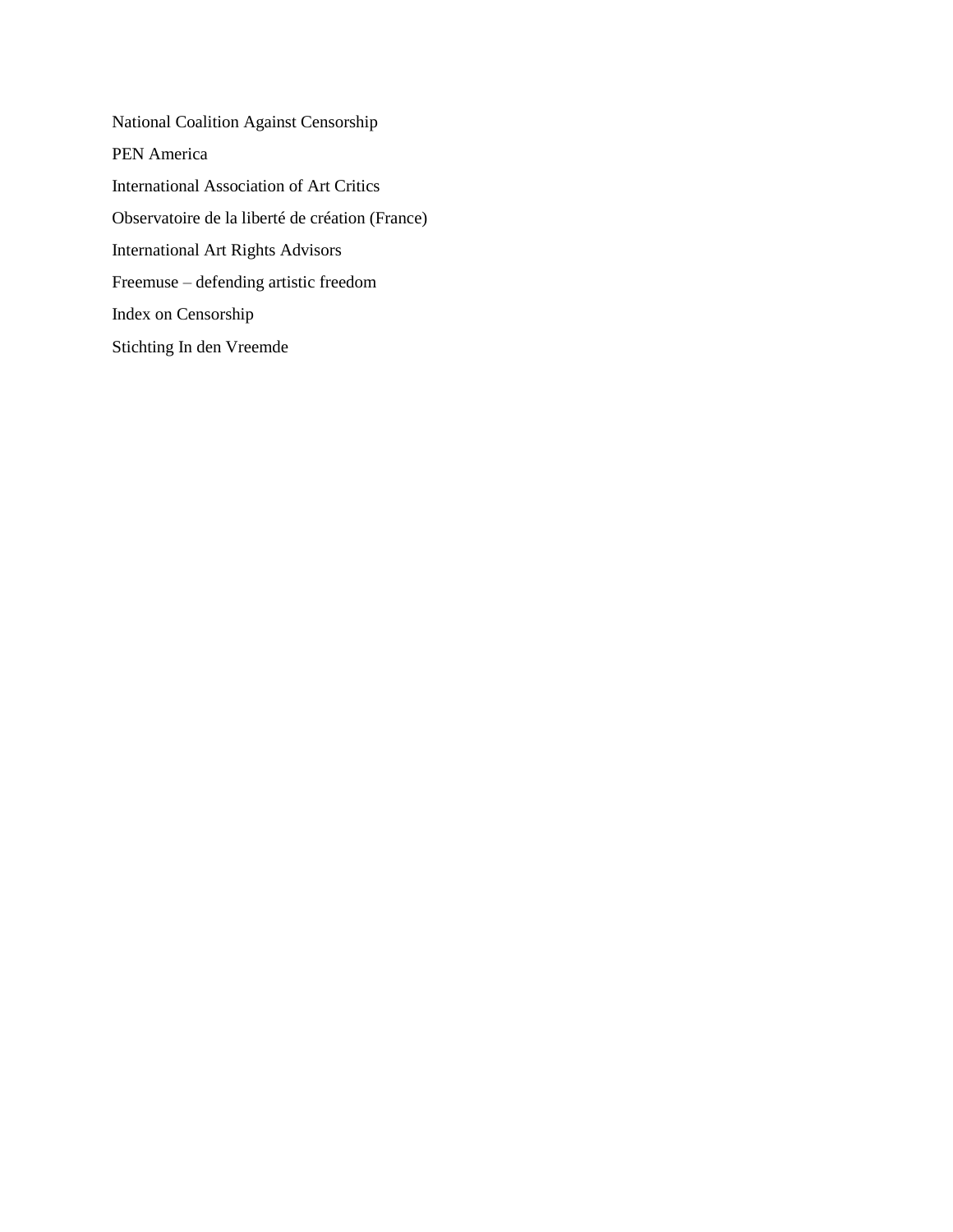National Coalition Against Censorship

PEN America

International Association of Art Critics

Observatoire de la liberté de création (France)

International Art Rights Advisors

Freemuse – defending artistic freedom

Index on Censorship

Stichting In den Vreemde